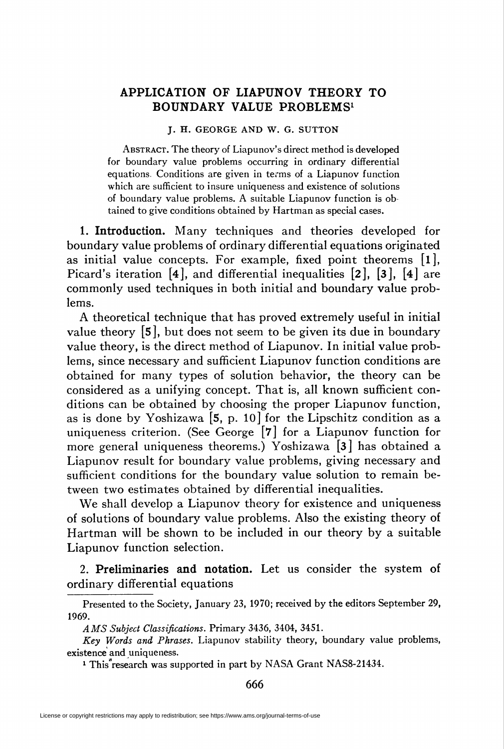# APPLICATION OF LIAPUNOV THEORY TO BOUNDARY VALUE PROBLEMS[1]

J. H. GEORGE AND W. G. SUTTON

ABSTRACT. The theory of Liapunov's direct method is developed for boundary value problems occurring in ordinary differential equations. Conditions are given in terms of a Liapunov function which are sufficient to insure uniqueness and existence of solutions of boundary value problems. A suitable Liapunov function is obtained to give conditions obtained by Hartman as special cases.

## 1. Introduction.

Many techniques and theories developed for boundary value problems of ordinary differential equations originated as initial value concepts. For example, fixed point theorems [1], Picard's iteration [4], and differential inequalities [2], [3], [4] are commonly used techniques in both initial and boundary value problems.

A theoretical technique that has proved extremely useful in initial value theory [5], but does not seem to be given its due in boundary value theory, is the direct method of Liapunov. In initial value problems, since necessary and sufficient Liapunov function conditions are obtained for many types of solution behavior, the theory can be considered as a unifying concept. That is, all known sufficient conditions can be obtained by choosing the proper Liapunov function, as is done by Yoshizawa [5, p. 10] for the Lipschitz condition as a uniqueness criterion. (See George [7] for a Liapunov function for more general uniqueness theorems.) Yoshizawa [3] has obtained a Liapunov result for boundary value problems, giving necessary and sufficient conditions for the boundary value solution to remain between two estimates obtained by differential inequalities.

We shall develop a Liapunov theory for existence and uniqueness of solutions of boundary value problems. Also the existing theory of Hartman will be shown to be included in our theory by a suitable Liapunov function selection.

## 2. Preliminaries and notation.

Let us consider the system of ordinary differential equations

---

Presented to the Society, January 23, 1970; received by the editors September 29, 1969.

*AMS Subject Classifications*. Primary 3436, 3404, 3451.

*Key Words and Phrases*. Liapunov stability theory, boundary value problems, existence and uniqueness.

[1] This research was supported in part by NASA Grant NAS8-21434.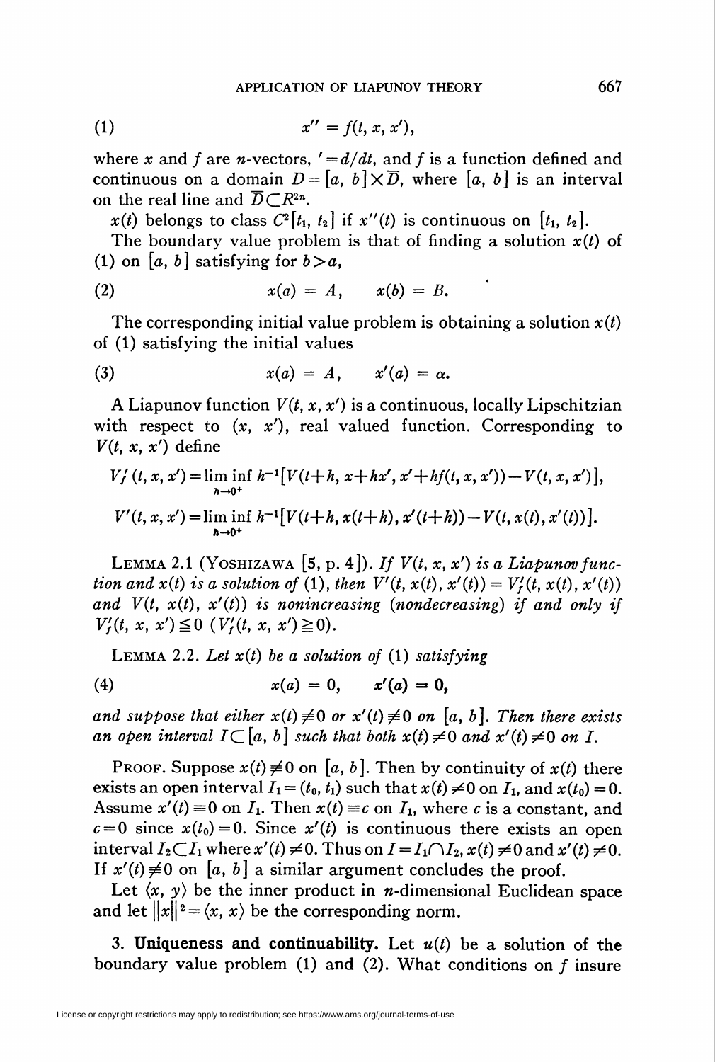$$(1) \qquad x'' = f(t, x, x'),$$

where $x$ and $f$ are $n$-vectors, $' = d/dt$, and $f$ is a function defined and continuous on a domain $D = [a, b] \times \bar{D}$, where $[a, b]$ is an interval on the real line and $\bar{D} \subset R^{2n}$.

$x(t)$ belongs to class $C^2[t_1, t_2]$ if $x''(t)$ is continuous on $[t_1, t_2]$.

The boundary value problem is that of finding a solution $x(t)$ of (1) on $[a, b]$ satisfying for $b > a$,

$$(2) \qquad x(a) = A, \qquad x(b) = B.$$

The corresponding initial value problem is obtaining a solution $x(t)$ of (1) satisfying the initial values

$$(3) \qquad x(a) = A, \qquad x'(a) = \alpha.$$

A Liapunov function $V(t, x, x')$ is a continuous, locally Lipschitzian with respect to $(x, x')$, real valued function. Corresponding to $V(t, x, x')$ define

$$V_f'(t, x, x') = \liminf_{h \to 0^+} h^{-1}[V(t+h, x+hx', x'+hf(t, x, x')) - V(t, x, x')],$$

$$V'(t, x, x') = \liminf_{h \to 0^+} h^{-1}[V(t+h, x(t+h), x'(t+h)) - V(t, x(t), x'(t))].$$

LEMMA 2.1 (YOSHIZAWA [5, p. 4]). *If $V(t, x, x')$ is a Liapunov function and $x(t)$ is a solution of* (1), *then $V'(t, x(t), x'(t)) = V_f'(t, x(t), x'(t))$ and $V(t, x(t), x'(t))$ is nonincreasing (nondecreasing) if and only if $V_f'(t, x, x') \leqq 0$ ($V_f'(t, x, x') \geqq 0$).*

LEMMA 2.2. *Let $x(t)$ be a solution of* (1) *satisfying*

$$(4) \qquad x(a) = 0, \qquad x'(a) = 0,$$

*and suppose that either $x(t) \not\equiv 0$ or $x'(t) \not\equiv 0$ on $[a, b]$. Then there exists an open interval $I \subset [a, b]$ such that both $x(t) \neq 0$ and $x'(t) \neq 0$ on $I$.*

PROOF. Suppose $x(t) \not\equiv 0$ on $[a, b]$. Then by continuity of $x(t)$ there exists an open interval $I_1 = (t_0, t_1)$ such that $x(t) \neq 0$ on $I_1$, and $x(t_0) = 0$. Assume $x'(t) \equiv 0$ on $I_1$. Then $x(t) \equiv c$ on $I_1$, where $c$ is a constant, and $c = 0$ since $x(t_0) = 0$. Since $x'(t)$ is continuous there exists an open interval $I_2 \subset I_1$ where $x'(t) \neq 0$. Thus on $I = I_1 \cap I_2$, $x(t) \neq 0$ and $x'(t) \neq 0$. If $x'(t) \not\equiv 0$ on $[a, b]$ a similar argument concludes the proof.

Let $\langle x, y \rangle$ be the inner product in $n$-dimensional Euclidean space and let $\|x\|^2 = \langle x, x \rangle$ be the corresponding norm.

**3. Uniqueness and continuability.** Let $u(t)$ be a solution of the boundary value problem (1) and (2). What conditions on $f$ insure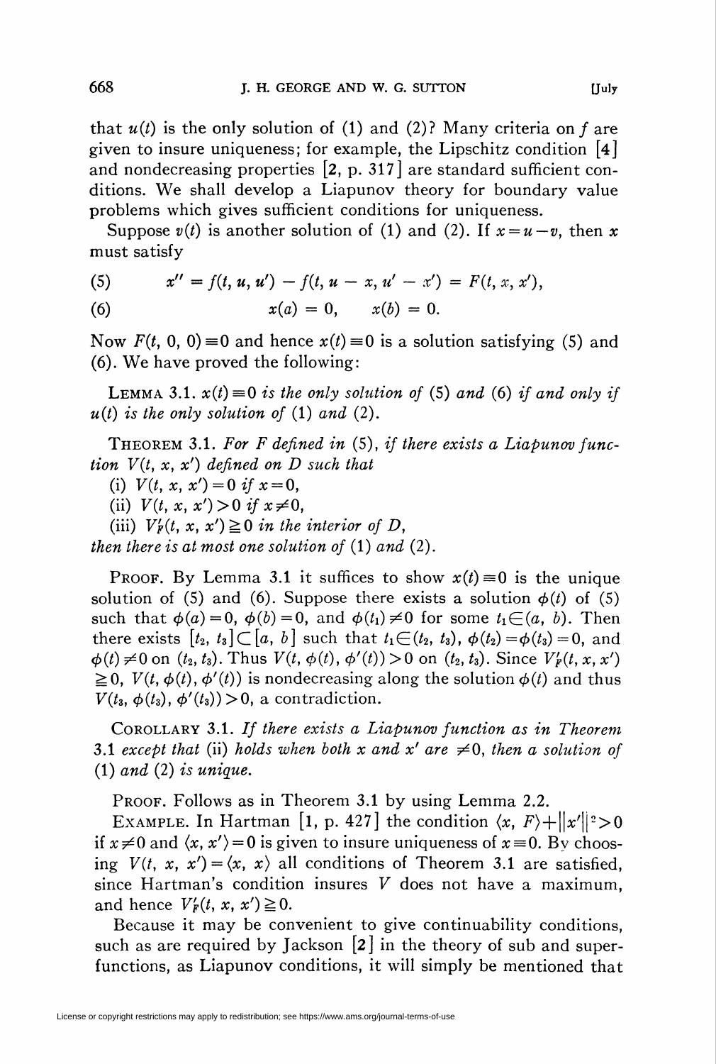that $u(t)$ is the only solution of (1) and (2)? Many criteria on $f$ are given to insure uniqueness; for example, the Lipschitz condition [4] and nondecreasing properties [2, p. 317] are standard sufficient conditions. We shall develop a Liapunov theory for boundary value problems which gives sufficient conditions for uniqueness.

Suppose $v(t)$ is another solution of (1) and (2). If $x=u-v$, then $x$ must satisfy

$$x'' = f(t, u, u') - f(t, u - x, u' - x') = F(t, x, x'), \tag{5}$$

$$x(a) = 0, \quad x(b) = 0. \tag{6}$$

Now $F(t, 0, 0) \equiv 0$ and hence $x(t) \equiv 0$ is a solution satisfying (5) and (6). We have proved the following:

LEMMA 3.1. *$x(t) \equiv 0$ is the only solution of* (5) *and* (6) *if and only if $u(t)$ is the only solution of* (1) *and* (2).

THEOREM 3.1. *For $F$ defined in* (5), *if there exists a Liapunov function $V(t, x, x')$ defined on $D$ such that*

(i) *$V(t, x, x') = 0$ if $x = 0$,*

(ii) *$V(t, x, x') > 0$ if $x \neq 0$,*

(iii) *$V_F'(t, x, x') \geqq 0$ in the interior of $D$,*

*then there is at most one solution of* (1) *and* (2).

PROOF. By Lemma 3.1 it suffices to show $x(t) \equiv 0$ is the unique solution of (5) and (6). Suppose there exists a solution $\phi(t)$ of (5) such that $\phi(a) = 0$, $\phi(b) = 0$, and $\phi(t_1) \neq 0$ for some $t_1 \in (a, b)$. Then there exists $[t_2, t_3] \subset [a, b]$ such that $t_1 \in (t_2, t_3)$, $\phi(t_2) = \phi(t_3) = 0$, and $\phi(t) \neq 0$ on $(t_2, t_3)$. Thus $V(t, \phi(t), \phi'(t)) > 0$ on $(t_2, t_3)$. Since $V_F'(t, x, x') \geqq 0$, $V(t, \phi(t), \phi'(t))$ is nondecreasing along the solution $\phi(t)$ and thus $V(t_3, \phi(t_3), \phi'(t_3)) > 0$, a contradiction.

COROLLARY 3.1. *If there exists a Liapunov function as in Theorem* 3.1 *except that* (ii) *holds when both $x$ and $x'$ are $\neq 0$, then a solution of* (1) *and* (2) *is unique.*

PROOF. Follows as in Theorem 3.1 by using Lemma 2.2.

EXAMPLE. In Hartman [1, p. 427] the condition $\langle x, F\rangle + \|x'\|^2 > 0$ if $x \neq 0$ and $\langle x, x'\rangle = 0$ is given to insure uniqueness of $x \equiv 0$. By choosing $V(t, x, x') = \langle x, x\rangle$ all conditions of Theorem 3.1 are satisfied, since Hartman's condition insures $V$ does not have a maximum, and hence $V_F'(t, x, x') \geqq 0$.

Because it may be convenient to give continuability conditions, such as are required by Jackson [2] in the theory of sub and superfunctions, as Liapunov conditions, it will simply be mentioned that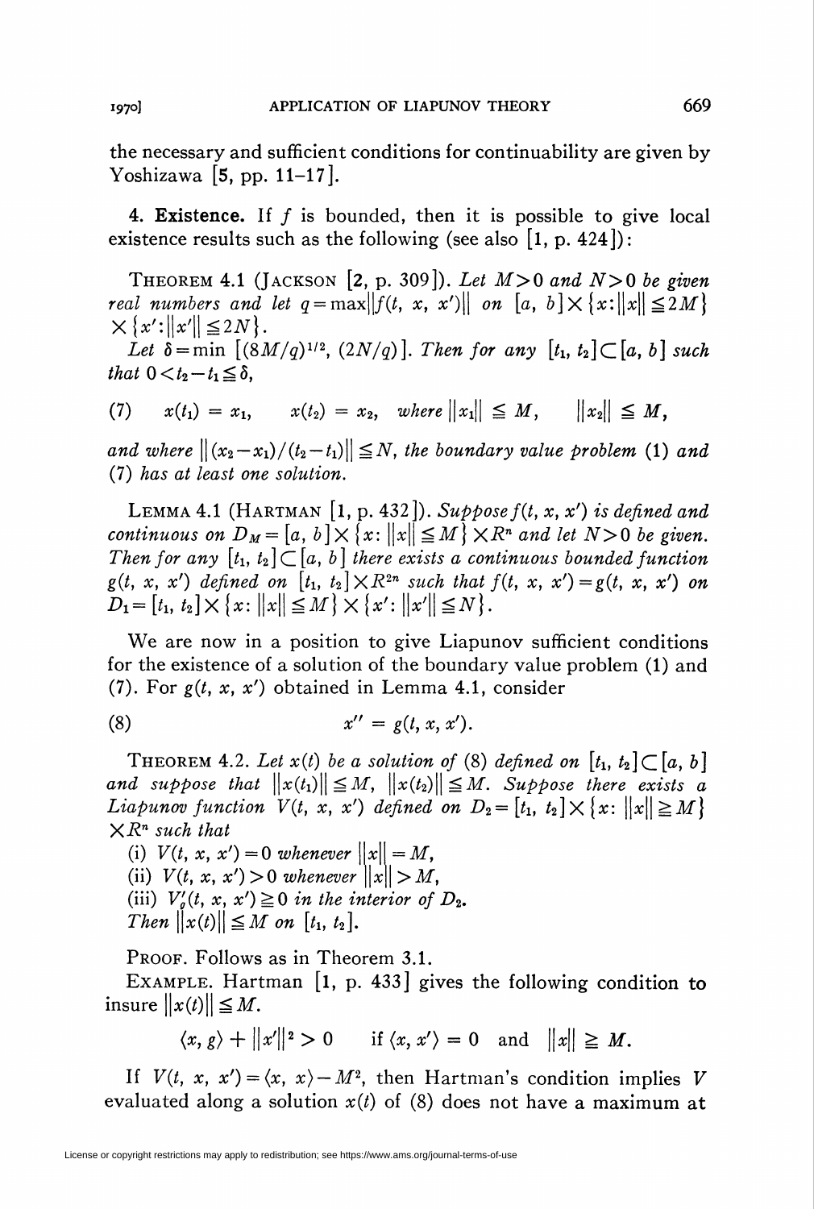the necessary and sufficient conditions for continuability are given by Yoshizawa [5, pp. 11–17].

**4. Existence.** If $f$ is bounded, then it is possible to give local existence results such as the following (see also [1, p. 424]):

THEOREM 4.1 (JACKSON [2, p. 309]). *Let $M>0$ and $N>0$ be given real numbers and let $q=\max\|f(t, x, x')\|$ on $[a, b]\times\{x:\|x\|\leqq 2M\}\times\{x':\|x'\|\leqq 2N\}$.*

*Let $\delta=\min\,[(8M/q)^{1/2}, (2N/q)]$. Then for any $[t_1, t_2]\subset[a, b]$ such that $0<t_2-t_1\leqq\delta$,*

$$(7)\qquad x(t_1)=x_1,\qquad x(t_2)=x_2,\quad \text{where } \|x_1\|\leqq M,\qquad \|x_2\|\leqq M,$$

*and where $\|(x_2-x_1)/(t_2-t_1)\|\leqq N$, the boundary value problem* (1) *and* (7) *has at least one solution.*

LEMMA 4.1 (HARTMAN [1, p. 432]). *Suppose $f(t, x, x')$ is defined and continuous on $D_M=[a, b]\times\{x:\|x\|\leqq M\}\times R^n$ and let $N>0$ be given. Then for any $[t_1, t_2]\subset[a, b]$ there exists a continuous bounded function $g(t, x, x')$ defined on $[t_1, t_2]\times R^{2n}$ such that $f(t, x, x')=g(t, x, x')$ on $D_1=[t_1, t_2]\times\{x:\|x\|\leqq M\}\times\{x':\|x'\|\leqq N\}$.*

We are now in a position to give Liapunov sufficient conditions for the existence of a solution of the boundary value problem (1) and (7). For $g(t, x, x')$ obtained in Lemma 4.1, consider

$$(8)\qquad x''=g(t, x, x').$$

THEOREM 4.2. *Let $x(t)$ be a solution of* (8) *defined on $[t_1, t_2]\subset[a, b]$ and suppose that $\|x(t_1)\|\leqq M$, $\|x(t_2)\|\leqq M$. Suppose there exists a Liapunov function $V(t, x, x')$ defined on $D_2=[t_1, t_2]\times\{x:\|x\|\geqq M\}\times R^n$ such that*

(i) *$V(t, x, x')=0$ whenever $\|x\|=M$,*
(ii) *$V(t, x, x')>0$ whenever $\|x\|>M$,*
(iii) *$V_g'(t, x, x')\geqq 0$ in the interior of $D_2$.*
*Then $\|x(t)\|\leqq M$ on $[t_1, t_2]$.*

PROOF. Follows as in Theorem 3.1.

EXAMPLE. Hartman [1, p. 433] gives the following condition to insure $\|x(t)\|\leqq M$.

$$\langle x, g\rangle+\|x'\|^2>0\qquad \text{if } \langle x, x'\rangle=0\ \text{ and }\ \|x\|\geqq M.$$

If $V(t, x, x')=\langle x, x\rangle-M^2$, then Hartman's condition implies $V$ evaluated along a solution $x(t)$ of (8) does not have a maximum at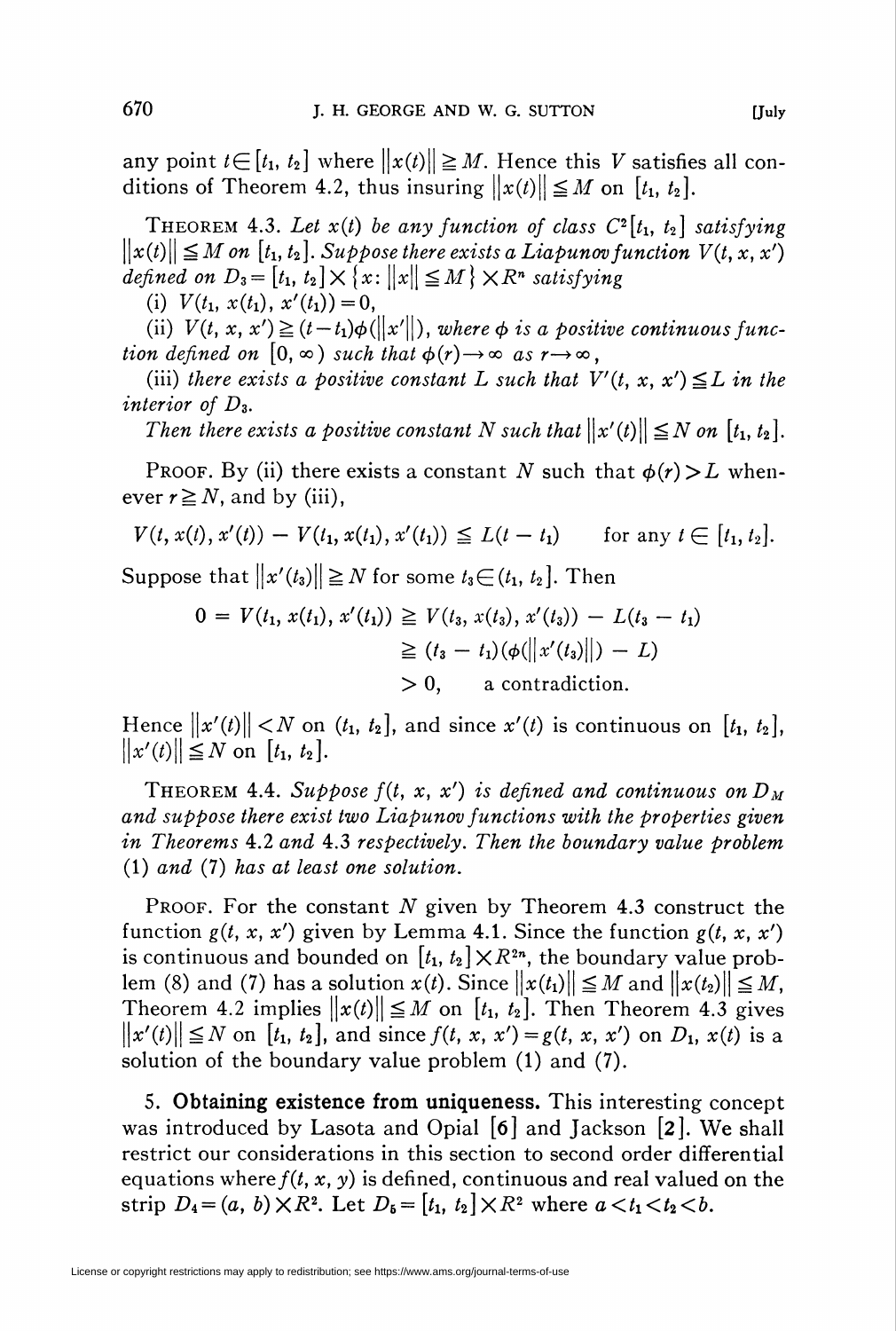any point $t \in [t_1, t_2]$ where $\|x(t)\| \geqq M$. Hence this $V$ satisfies all conditions of Theorem 4.2, thus insuring $\|x(t)\| \leqq M$ on $[t_1, t_2]$.

THEOREM 4.3. *Let $x(t)$ be any function of class $C^2[t_1, t_2]$ satisfying $\|x(t)\| \leqq M$ on $[t_1, t_2]$. Suppose there exists a Liapunov function $V(t, x, x')$ defined on $D_3 = [t_1, t_2] \times \{x : \|x\| \leqq M\} \times R^n$ satisfying*

(i) *$V(t_1, x(t_1), x'(t_1)) = 0$,*

(ii) *$V(t, x, x') \geqq (t - t_1)\phi(\|x'\|)$, where $\phi$ is a positive continuous function defined on $[0, \infty)$ such that $\phi(r) \to \infty$ as $r \to \infty$,*

(iii) *there exists a positive constant $L$ such that $V'(t, x, x') \leqq L$ in the interior of $D_3$.*

*Then there exists a positive constant $N$ such that $\|x'(t)\| \leqq N$ on $[t_1, t_2]$.*

PROOF. By (ii) there exists a constant $N$ such that $\phi(r) > L$ whenever $r \geqq N$, and by (iii),

$$V(t, x(t), x'(t)) - V(t_1, x(t_1), x'(t_1)) \leqq L(t - t_1) \qquad \text{for any } t \in [t_1, t_2].$$

Suppose that $\|x'(t_3)\| \geqq N$ for some $t_3 \in (t_1, t_2]$. Then

$$\begin{aligned} 0 = V(t_1, x(t_1), x'(t_1)) &\geqq V(t_3, x(t_3), x'(t_3)) - L(t_3 - t_1) \\ &\geqq (t_3 - t_1)(\phi(\|x'(t_3)\|) - L) \\ &> 0, \qquad \text{a contradiction.} \end{aligned}$$

Hence $\|x'(t)\| < N$ on $(t_1, t_2]$, and since $x'(t)$ is continuous on $[t_1, t_2]$, $\|x'(t)\| \leqq N$ on $[t_1, t_2]$.

THEOREM 4.4. *Suppose $f(t, x, x')$ is defined and continuous on $D_M$ and suppose there exist two Liapunov functions with the properties given in Theorems 4.2 and 4.3 respectively. Then the boundary value problem (1) and (7) has at least one solution.*

PROOF. For the constant $N$ given by Theorem 4.3 construct the function $g(t, x, x')$ given by Lemma 4.1. Since the function $g(t, x, x')$ is continuous and bounded on $[t_1, t_2] \times R^{2n}$, the boundary value problem (8) and (7) has a solution $x(t)$. Since $\|x(t_1)\| \leqq M$ and $\|x(t_2)\| \leqq M$, Theorem 4.2 implies $\|x(t)\| \leqq M$ on $[t_1, t_2]$. Then Theorem 4.3 gives $\|x'(t)\| \leqq N$ on $[t_1, t_2]$, and since $f(t, x, x') = g(t, x, x')$ on $D_1$, $x(t)$ is a solution of the boundary value problem (1) and (7).

5. **Obtaining existence from uniqueness.** This interesting concept was introduced by Lasota and Opial [6] and Jackson [2]. We shall restrict our considerations in this section to second order differential equations where $f(t, x, y)$ is defined, continuous and real valued on the strip $D_4 = (a, b) \times R^2$. Let $D_5 = [t_1, t_2] \times R^2$ where $a < t_1 < t_2 < b$.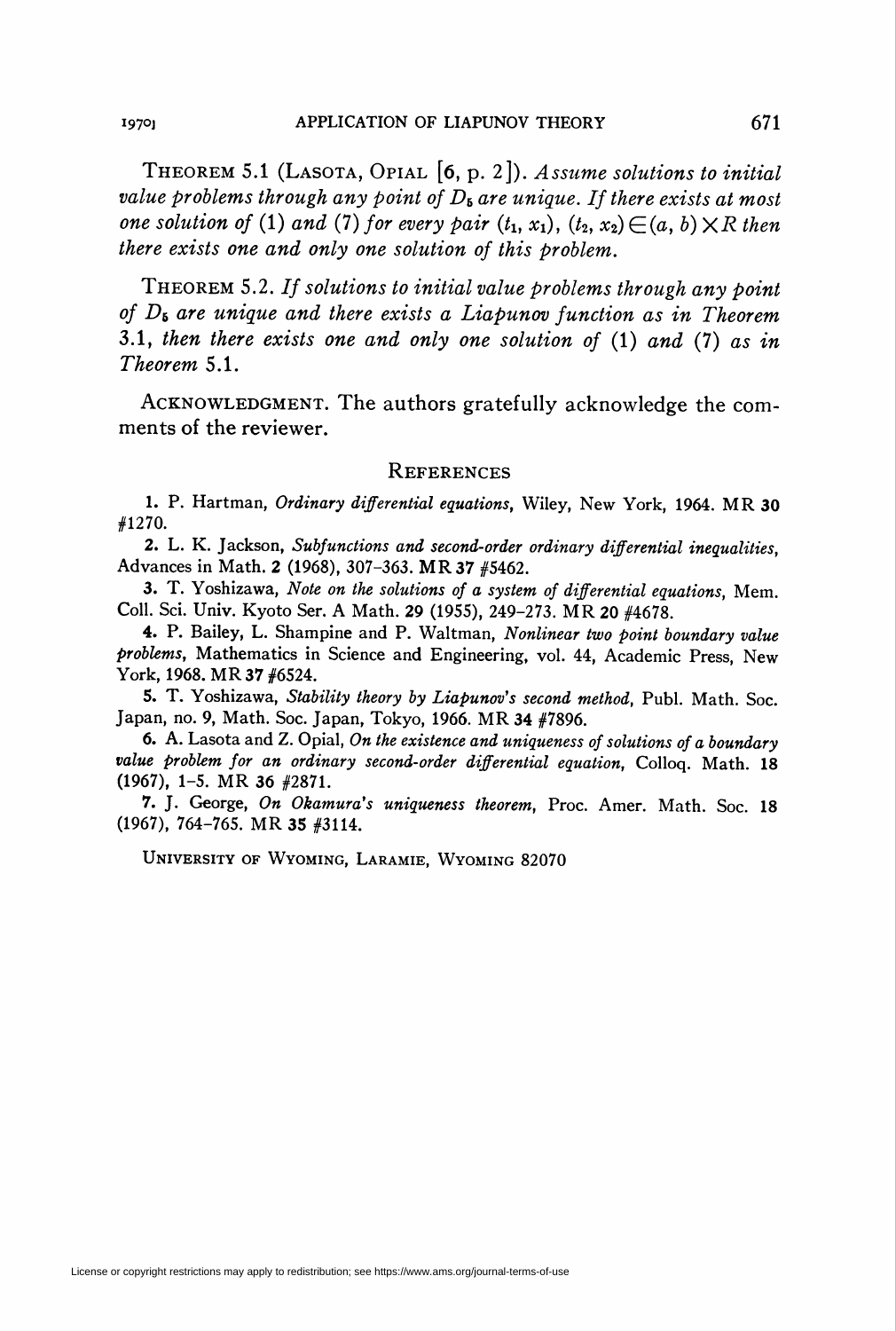THEOREM 5.1 (LASOTA, OPIAL [6, p. 2]). *Assume solutions to initial value problems through any point of $D_5$ are unique. If there exists at most one solution of* (1) *and* (7) *for every pair* $(t_1, x_1)$, $(t_2, x_2) \in (a, b) \times R$ *then there exists one and only one solution of this problem.*

THEOREM 5.2. *If solutions to initial value problems through any point of $D_5$ are unique and there exists a Liapunov function as in Theorem* 3.1, *then there exists one and only one solution of* (1) *and* (7) *as in Theorem* 5.1.

ACKNOWLEDGMENT. The authors gratefully acknowledge the comments of the reviewer.

## REFERENCES

1. P. Hartman, *Ordinary differential equations*, Wiley, New York, 1964. MR **30** #1270.

2. L. K. Jackson, *Subfunctions and second-order ordinary differential inequalities*, Advances in Math. **2** (1968), 307–363. MR **37** #5462.

3. T. Yoshizawa, *Note on the solutions of a system of differential equations*, Mem. Coll. Sci. Univ. Kyoto Ser. A Math. **29** (1955), 249–273. MR **20** #4678.

4. P. Bailey, L. Shampine and P. Waltman, *Nonlinear two point boundary value problems*, Mathematics in Science and Engineering, vol. 44, Academic Press, New York, 1968. MR **37** #6524.

5. T. Yoshizawa, *Stability theory by Liapunov's second method*, Publ. Math. Soc. Japan, no. 9, Math. Soc. Japan, Tokyo, 1966. MR **34** #7896.

6. A. Lasota and Z. Opial, *On the existence and uniqueness of solutions of a boundary value problem for an ordinary second-order differential equation*, Colloq. Math. **18** (1967), 1–5. MR **36** #2871.

7. J. George, *On Okamura's uniqueness theorem*, Proc. Amer. Math. Soc. **18** (1967), 764–765. MR **35** #3114.

UNIVERSITY OF WYOMING, LARAMIE, WYOMING 82070